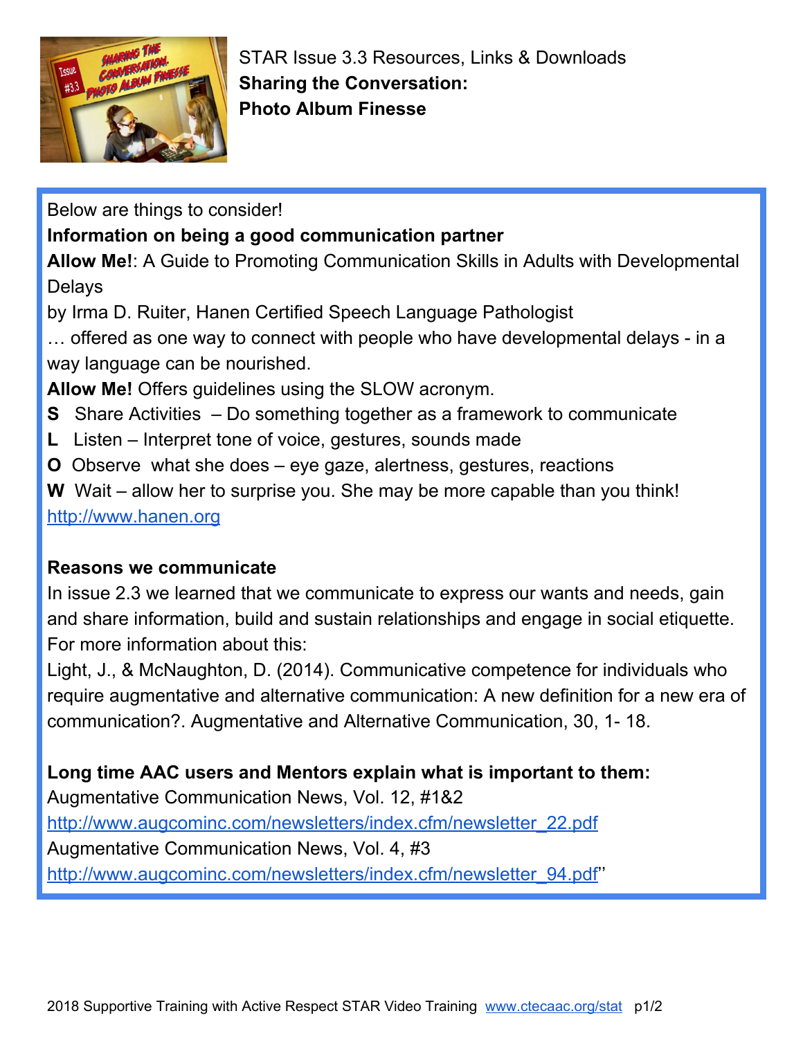STAR Issue 3.3 Resources, Links & Downloads

**Sharing the Conversation:**
**Photo Album Finesse**

Below are things to consider!

**Information on being a good communication partner**

**Allow Me!**: A Guide to Promoting Communication Skills in Adults with Developmental Delays

by Irma D. Ruiter, Hanen Certified Speech Language Pathologist

… offered as one way to connect with people who have developmental delays - in a way language can be nourished.

**Allow Me!** Offers guidelines using the SLOW acronym.

**S** Share Activities – Do something together as a framework to communicate

**L** Listen – Interpret tone of voice, gestures, sounds made

**O** Observe what she does – eye gaze, alertness, gestures, reactions

**W** Wait – allow her to surprise you. She may be more capable than you think!

http://www.hanen.org

**Reasons we communicate**

In issue 2.3 we learned that we communicate to express our wants and needs, gain and share information, build and sustain relationships and engage in social etiquette. For more information about this:

Light, J., & McNaughton, D. (2014). Communicative competence for individuals who require augmentative and alternative communication: A new definition for a new era of communication?. Augmentative and Alternative Communication, 30, 1- 18.

**Long time AAC users and Mentors explain what is important to them:**

Augmentative Communication News, Vol. 12, #1&2

http://www.augcominc.com/newsletters/index.cfm/newsletter_22.pdf

Augmentative Communication News, Vol. 4, #3

http://www.augcominc.com/newsletters/index.cfm/newsletter_94.pdf''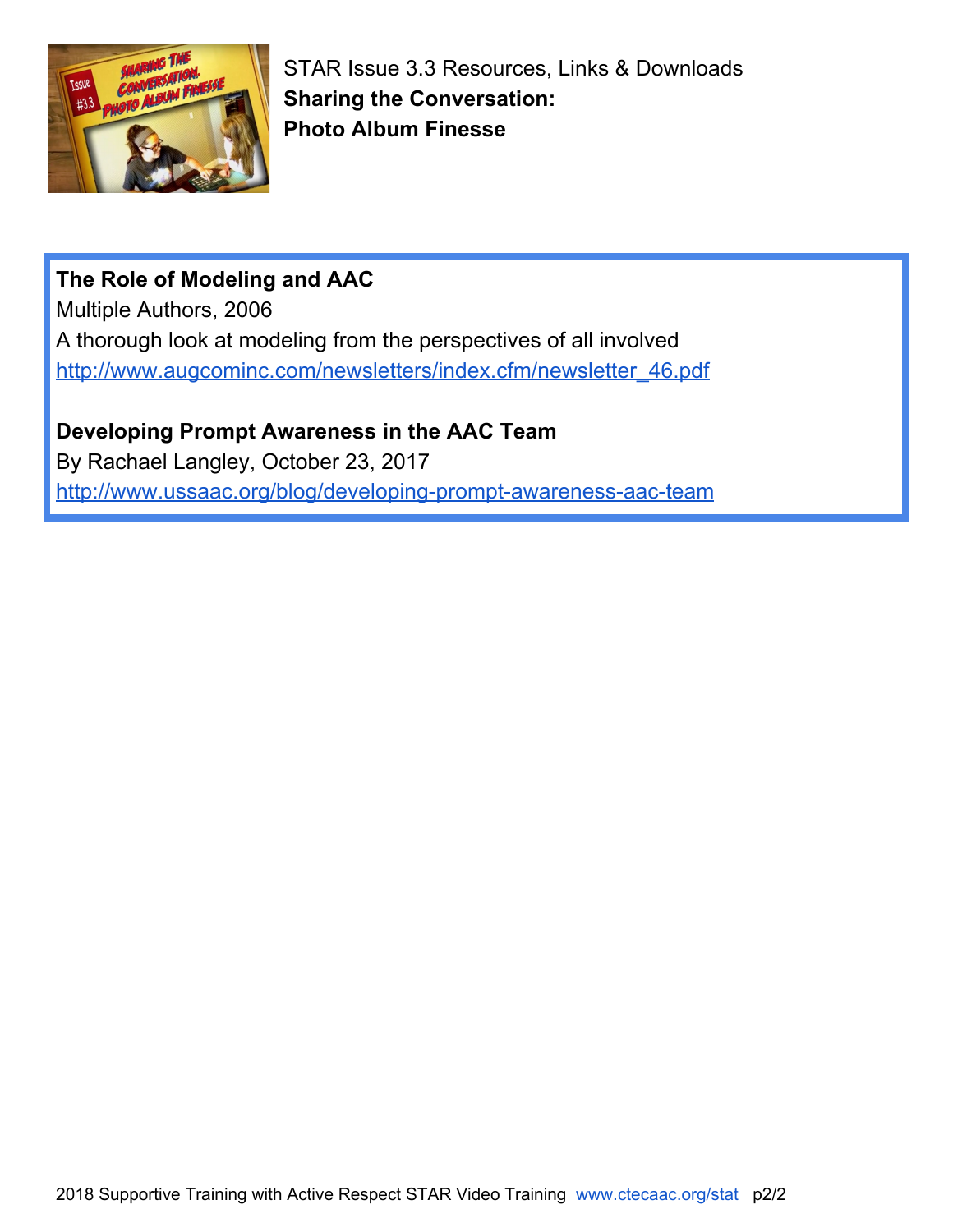STAR Issue 3.3 Resources, Links & Downloads

**Sharing the Conversation:**
**Photo Album Finesse**

**The Role of Modeling and AAC**
Multiple Authors, 2006
A thorough look at modeling from the perspectives of all involved
http://www.augcominc.com/newsletters/index.cfm/newsletter_46.pdf

**Developing Prompt Awareness in the AAC Team**
By Rachael Langley, October 23, 2017
http://www.ussaac.org/blog/developing-prompt-awareness-aac-team